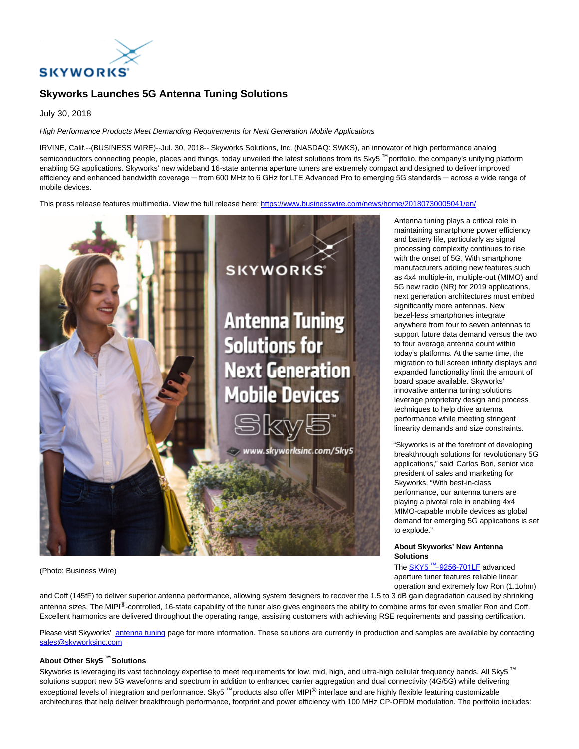# Skyworks Launches 5G Antenna Tuning Solutions

July 30, 2018

*High Performance Products Meet Demanding Requirements for Next Generation Mobile Applications*

IRVINE, Calif.--(BUSINESS WIRE)--Jul. 30, 2018-- Skyworks Solutions, Inc. (NASDAQ: SWKS), an innovator of high performance analog semiconductors connecting people, places and things, today unveiled the latest solutions from its Sky5™ portfolio, the company's unifying platform enabling 5G applications. Skyworks' new wideband 16-state antenna aperture tuners are extremely compact and designed to deliver improved efficiency and enhanced bandwidth coverage ─ from 600 MHz to 6 GHz for LTE Advanced Pro to emerging 5G standards ─ across a wide range of mobile devices.

This press release features multimedia. View the full release here: https://www.businesswire.com/news/home/20180730005041/en/

(Photo: Business Wire)

Antenna tuning plays a critical role in maintaining smartphone power efficiency and battery life, particularly as signal processing complexity continues to rise with the onset of 5G. With smartphone manufacturers adding new features such as 4x4 multiple-in, multiple-out (MIMO) and 5G new radio (NR) for 2019 applications, next generation architectures must embed significantly more antennas. New bezel-less smartphones integrate anywhere from four to seven antennas to support future data demand versus the two to four average antenna count within today's platforms. At the same time, the migration to full screen infinity displays and expanded functionality limit the amount of board space available. Skyworks' innovative antenna tuning solutions leverage proprietary design and process techniques to help drive antenna performance while meeting stringent linearity demands and size constraints.

"Skyworks is at the forefront of developing breakthrough solutions for revolutionary 5G applications," said Carlos Bori, senior vice president of sales and marketing for Skyworks. "With best-in-class performance, our antenna tuners are playing a pivotal role in enabling 4x4 MIMO-capable mobile devices as global demand for emerging 5G applications is set to explode."

**About Skyworks' New Antenna Solutions**

The SKY5™–9256-701LF advanced aperture tuner features reliable linear operation and extremely low Ron (1.1ohm) and Coff (145fF) to deliver superior antenna performance, allowing system designers to recover the 1.5 to 3 dB gain degradation caused by shrinking antenna sizes. The MIPI®-controlled, 16-state capability of the tuner also gives engineers the ability to combine arms for even smaller Ron and Coff. Excellent harmonics are delivered throughout the operating range, assisting customers with achieving RSE requirements and passing certification.

Please visit Skyworks' antenna tuning page for more information. These solutions are currently in production and samples are available by contacting sales@skyworksinc.com

**About Other Sky5™ Solutions**

Skyworks is leveraging its vast technology expertise to meet requirements for low, mid, high, and ultra-high cellular frequency bands. All Sky5™ solutions support new 5G waveforms and spectrum in addition to enhanced carrier aggregation and dual connectivity (4G/5G) while delivering exceptional levels of integration and performance. Sky5™ products also offer MIPI® interface and are highly flexible featuring customizable architectures that help deliver breakthrough performance, footprint and power efficiency with 100 MHz CP-OFDM modulation. The portfolio includes: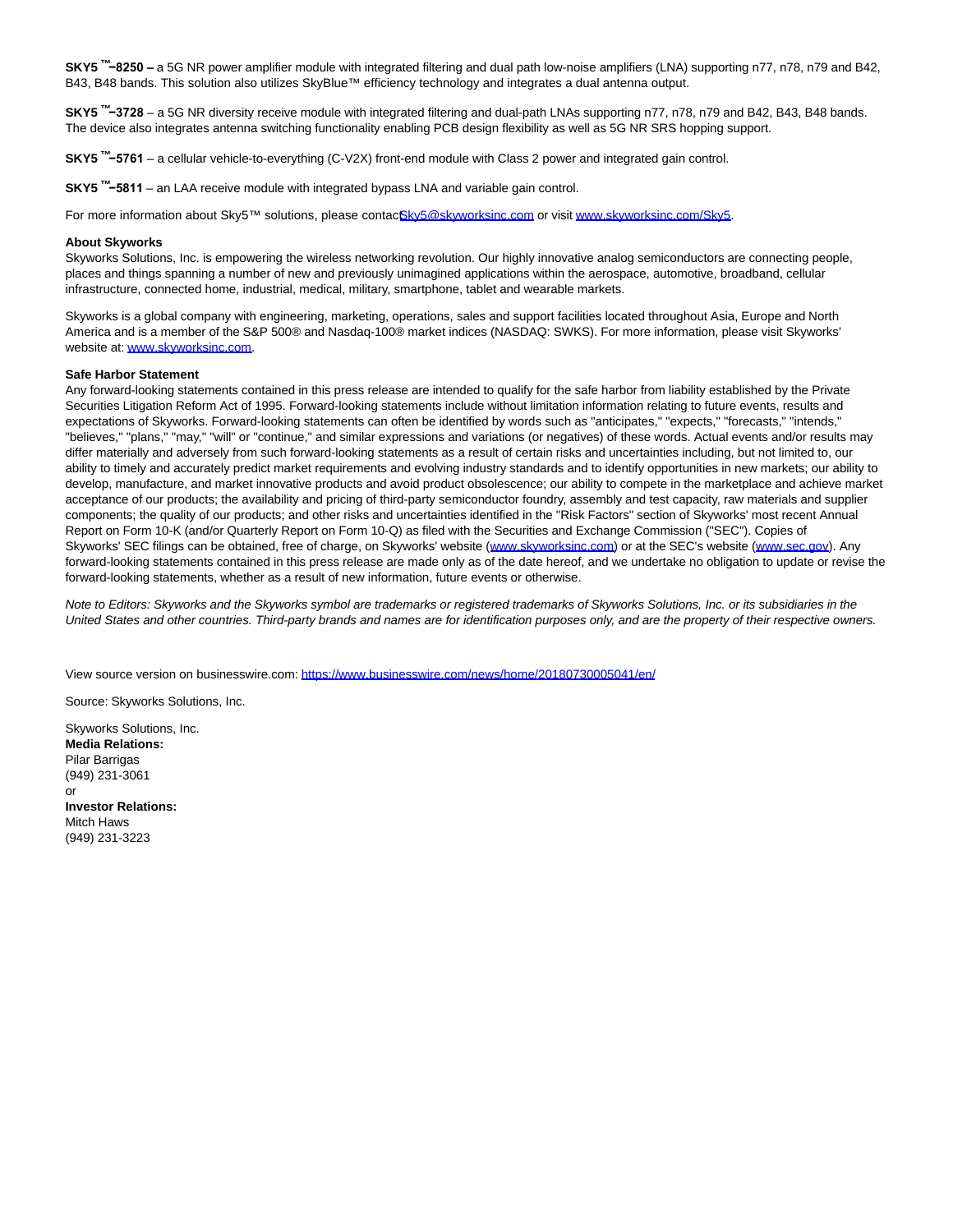**SKY5™–8250 –** a 5G NR power amplifier module with integrated filtering and dual path low-noise amplifiers (LNA) supporting n77, n78, n79 and B42, B43, B48 bands. This solution also utilizes SkyBlue™ efficiency technology and integrates a dual antenna output.

**SKY5™–3728** – a 5G NR diversity receive module with integrated filtering and dual-path LNAs supporting n77, n78, n79 and B42, B43, B48 bands. The device also integrates antenna switching functionality enabling PCB design flexibility as well as 5G NR SRS hopping support.

**SKY5™–5761** – a cellular vehicle-to-everything (C-V2X) front-end module with Class 2 power and integrated gain control.

**SKY5™–5811** – an LAA receive module with integrated bypass LNA and variable gain control.

For more information about Sky5™ solutions, please contact Sky5@skyworksinc.com or visit www.skyworksinc.com/Sky5.

**About Skyworks**
Skyworks Solutions, Inc. is empowering the wireless networking revolution. Our highly innovative analog semiconductors are connecting people, places and things spanning a number of new and previously unimagined applications within the aerospace, automotive, broadband, cellular infrastructure, connected home, industrial, medical, military, smartphone, tablet and wearable markets.

Skyworks is a global company with engineering, marketing, operations, sales and support facilities located throughout Asia, Europe and North America and is a member of the S&P 500® and Nasdaq-100® market indices (NASDAQ: SWKS). For more information, please visit Skyworks' website at: www.skyworksinc.com.

**Safe Harbor Statement**
Any forward-looking statements contained in this press release are intended to qualify for the safe harbor from liability established by the Private Securities Litigation Reform Act of 1995. Forward-looking statements include without limitation information relating to future events, results and expectations of Skyworks. Forward-looking statements can often be identified by words such as "anticipates," "expects," "forecasts," "intends," "believes," "plans," "may," "will" or "continue," and similar expressions and variations (or negatives) of these words. Actual events and/or results may differ materially and adversely from such forward-looking statements as a result of certain risks and uncertainties including, but not limited to, our ability to timely and accurately predict market requirements and evolving industry standards and to identify opportunities in new markets; our ability to develop, manufacture, and market innovative products and avoid product obsolescence; our ability to compete in the marketplace and achieve market acceptance of our products; the availability and pricing of third-party semiconductor foundry, assembly and test capacity, raw materials and supplier components; the quality of our products; and other risks and uncertainties identified in the "Risk Factors" section of Skyworks' most recent Annual Report on Form 10-K (and/or Quarterly Report on Form 10-Q) as filed with the Securities and Exchange Commission ("SEC"). Copies of Skyworks' SEC filings can be obtained, free of charge, on Skyworks' website (www.skyworksinc.com) or at the SEC's website (www.sec.gov). Any forward-looking statements contained in this press release are made only as of the date hereof, and we undertake no obligation to update or revise the forward-looking statements, whether as a result of new information, future events or otherwise.

*Note to Editors: Skyworks and the Skyworks symbol are trademarks or registered trademarks of Skyworks Solutions, Inc. or its subsidiaries in the United States and other countries. Third-party brands and names are for identification purposes only, and are the property of their respective owners.*

View source version on businesswire.com: https://www.businesswire.com/news/home/20180730005041/en/

Source: Skyworks Solutions, Inc.

Skyworks Solutions, Inc.
**Media Relations:**
Pilar Barrigas
(949) 231-3061
or
**Investor Relations:**
Mitch Haws
(949) 231-3223